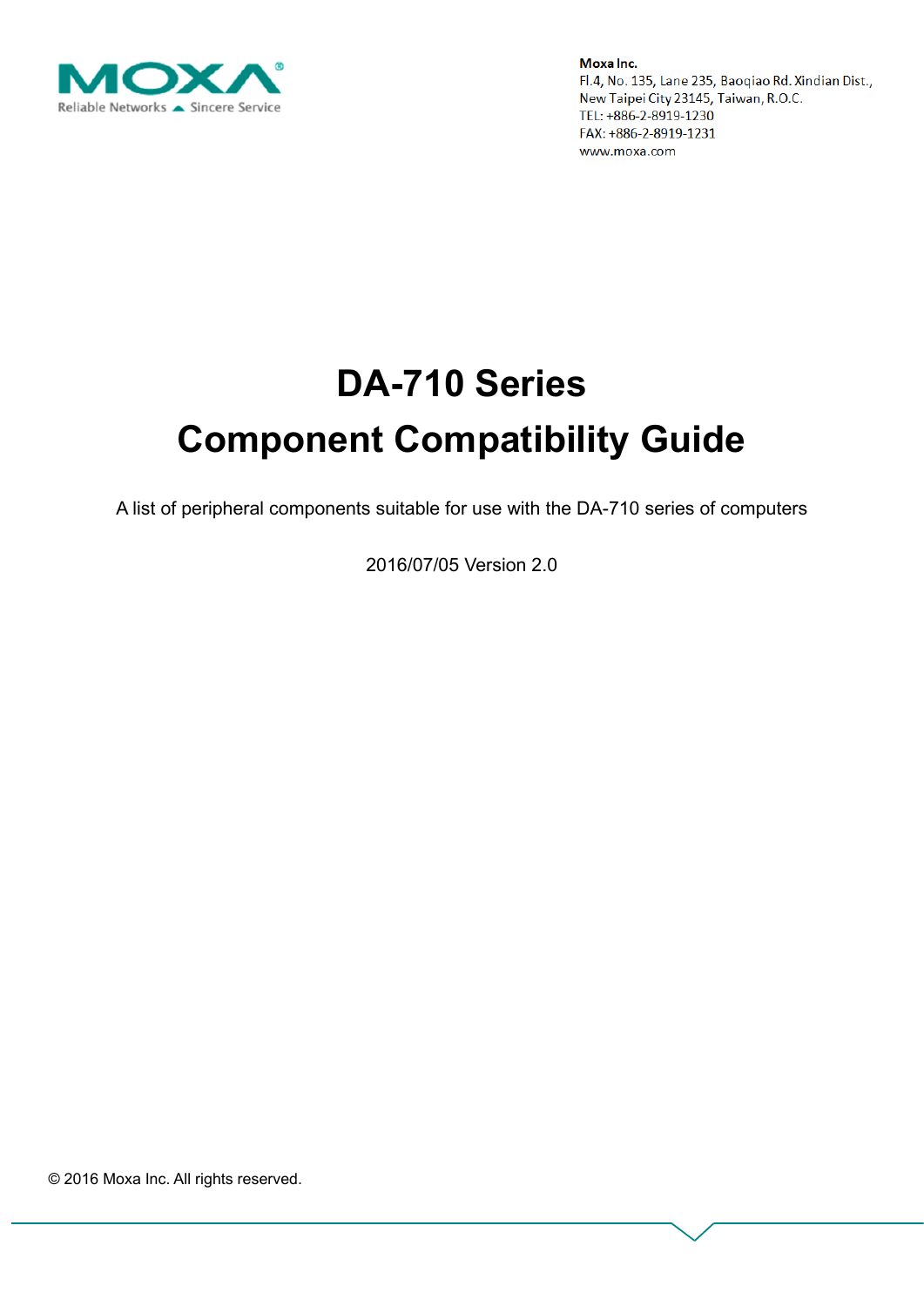**Moxa Inc.**
Fl.4, No. 135, Lane 235, Baoqiao Rd. Xindian Dist.,
New Taipei City 23145, Taiwan, R.O.C.
TEL: +886-2-8919-1230
FAX: +886-2-8919-1231
www.moxa.com

# DA-710 Series
# Component Compatibility Guide

A list of peripheral components suitable for use with the DA-710 series of computers

2016/07/05 Version 2.0

© 2016 Moxa Inc. All rights reserved.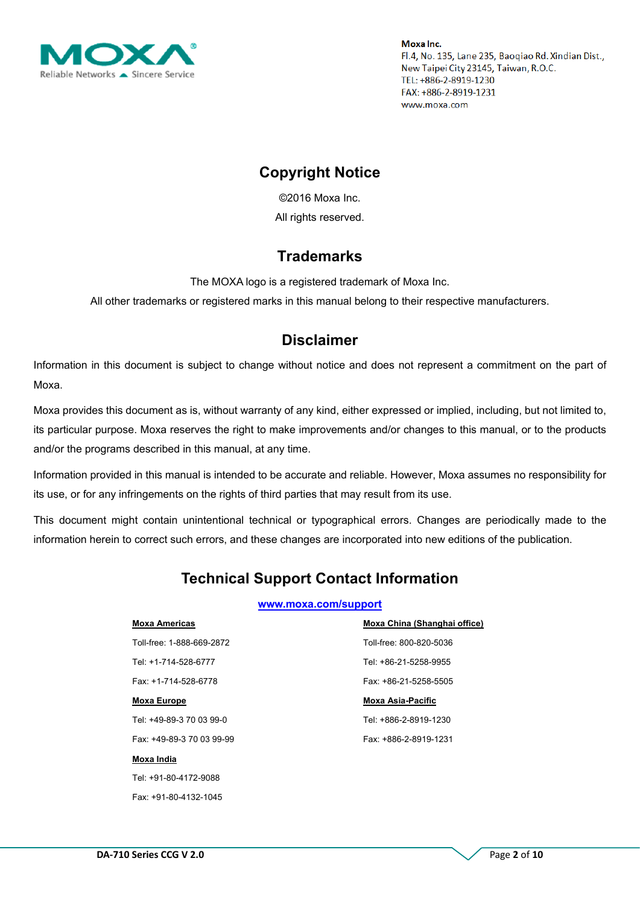**Moxa Inc.**
Fl.4, No. 135, Lane 235, Baoqiao Rd. Xindian Dist.,
New Taipei City 23145, Taiwan, R.O.C.
TEL: +886-2-8919-1230
FAX: +886-2-8919-1231
www.moxa.com

## Copyright Notice

©2016 Moxa Inc.

All rights reserved.

## Trademarks

The MOXA logo is a registered trademark of Moxa Inc.

All other trademarks or registered marks in this manual belong to their respective manufacturers.

## Disclaimer

Information in this document is subject to change without notice and does not represent a commitment on the part of Moxa.

Moxa provides this document as is, without warranty of any kind, either expressed or implied, including, but not limited to, its particular purpose. Moxa reserves the right to make improvements and/or changes to this manual, or to the products and/or the programs described in this manual, at any time.

Information provided in this manual is intended to be accurate and reliable. However, Moxa assumes no responsibility for its use, or for any infringements on the rights of third parties that may result from its use.

This document might contain unintentional technical or typographical errors. Changes are periodically made to the information herein to correct such errors, and these changes are incorporated into new editions of the publication.

## Technical Support Contact Information

**www.moxa.com/support**

**Moxa Americas**

Toll-free: 1-888-669-2872

Tel: +1-714-528-6777

Fax: +1-714-528-6778

**Moxa Europe**

Tel: +49-89-3 70 03 99-0

Fax: +49-89-3 70 03 99-99

**Moxa India**

Tel: +91-80-4172-9088

Fax: +91-80-4132-1045

**Moxa China (Shanghai office)**

Toll-free: 800-820-5036

Tel: +86-21-5258-9955

Fax: +86-21-5258-5505

**Moxa Asia-Pacific**

Tel: +886-2-8919-1230

Fax: +886-2-8919-1231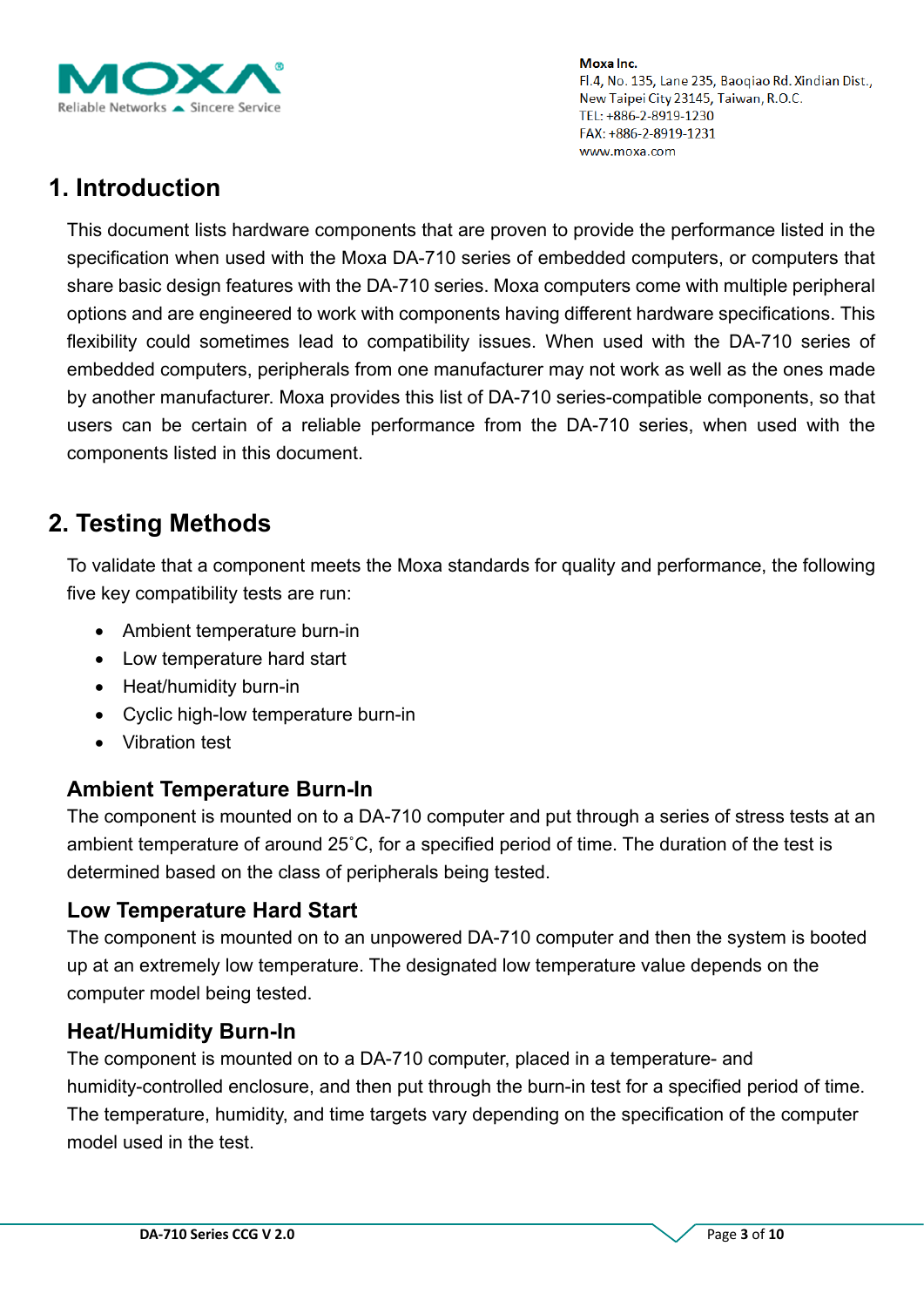# 1. Introduction

This document lists hardware components that are proven to provide the performance listed in the specification when used with the Moxa DA-710 series of embedded computers, or computers that share basic design features with the DA-710 series. Moxa computers come with multiple peripheral options and are engineered to work with components having different hardware specifications. This flexibility could sometimes lead to compatibility issues. When used with the DA-710 series of embedded computers, peripherals from one manufacturer may not work as well as the ones made by another manufacturer. Moxa provides this list of DA-710 series-compatible components, so that users can be certain of a reliable performance from the DA-710 series, when used with the components listed in this document.

# 2. Testing Methods

To validate that a component meets the Moxa standards for quality and performance, the following five key compatibility tests are run:

- Ambient temperature burn-in
- Low temperature hard start
- Heat/humidity burn-in
- Cyclic high-low temperature burn-in
- Vibration test

## Ambient Temperature Burn-In

The component is mounted on to a DA-710 computer and put through a series of stress tests at an ambient temperature of around 25˚C, for a specified period of time. The duration of the test is determined based on the class of peripherals being tested.

## Low Temperature Hard Start

The component is mounted on to an unpowered DA-710 computer and then the system is booted up at an extremely low temperature. The designated low temperature value depends on the computer model being tested.

## Heat/Humidity Burn-In

The component is mounted on to a DA-710 computer, placed in a temperature- and humidity-controlled enclosure, and then put through the burn-in test for a specified period of time. The temperature, humidity, and time targets vary depending on the specification of the computer model used in the test.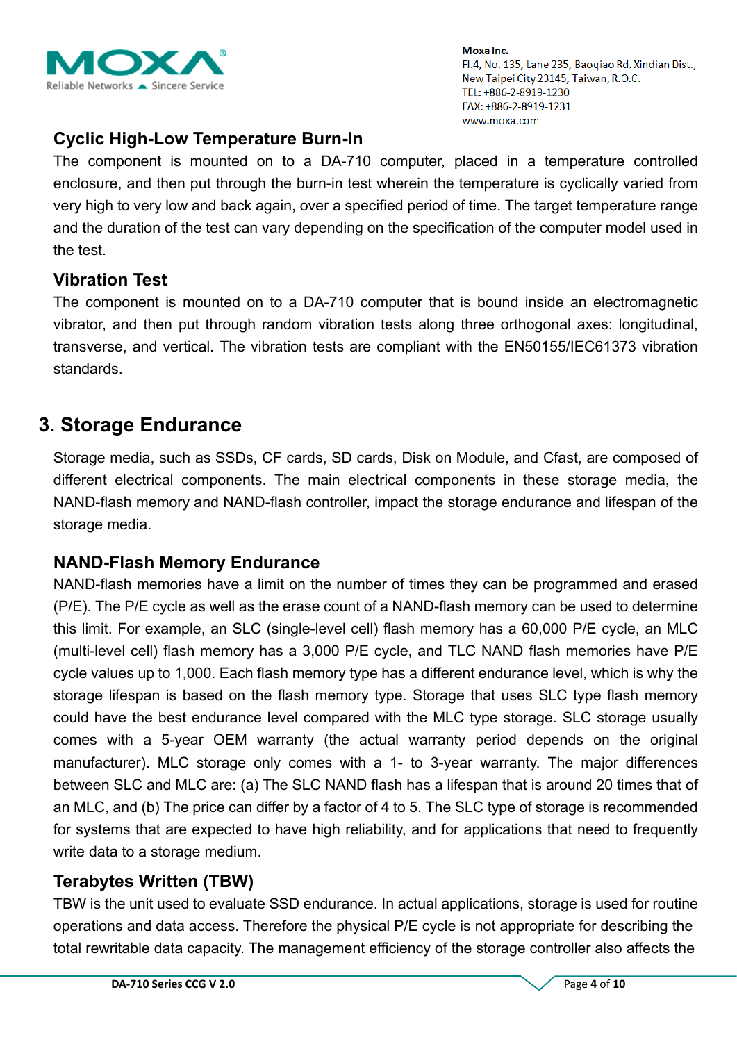### Cyclic High-Low Temperature Burn-In

The component is mounted on to a DA-710 computer, placed in a temperature controlled enclosure, and then put through the burn-in test wherein the temperature is cyclically varied from very high to very low and back again, over a specified period of time. The target temperature range and the duration of the test can vary depending on the specification of the computer model used in the test.

### Vibration Test

The component is mounted on to a DA-710 computer that is bound inside an electromagnetic vibrator, and then put through random vibration tests along three orthogonal axes: longitudinal, transverse, and vertical. The vibration tests are compliant with the EN50155/IEC61373 vibration standards.

## 3. Storage Endurance

Storage media, such as SSDs, CF cards, SD cards, Disk on Module, and Cfast, are composed of different electrical components. The main electrical components in these storage media, the NAND-flash memory and NAND-flash controller, impact the storage endurance and lifespan of the storage media.

### NAND-Flash Memory Endurance

NAND-flash memories have a limit on the number of times they can be programmed and erased (P/E). The P/E cycle as well as the erase count of a NAND-flash memory can be used to determine this limit. For example, an SLC (single-level cell) flash memory has a 60,000 P/E cycle, an MLC (multi-level cell) flash memory has a 3,000 P/E cycle, and TLC NAND flash memories have P/E cycle values up to 1,000. Each flash memory type has a different endurance level, which is why the storage lifespan is based on the flash memory type. Storage that uses SLC type flash memory could have the best endurance level compared with the MLC type storage. SLC storage usually comes with a 5-year OEM warranty (the actual warranty period depends on the original manufacturer). MLC storage only comes with a 1- to 3-year warranty. The major differences between SLC and MLC are: (a) The SLC NAND flash has a lifespan that is around 20 times that of an MLC, and (b) The price can differ by a factor of 4 to 5. The SLC type of storage is recommended for systems that are expected to have high reliability, and for applications that need to frequently write data to a storage medium.

### Terabytes Written (TBW)

TBW is the unit used to evaluate SSD endurance. In actual applications, storage is used for routine operations and data access. Therefore the physical P/E cycle is not appropriate for describing the total rewritable data capacity. The management efficiency of the storage controller also affects the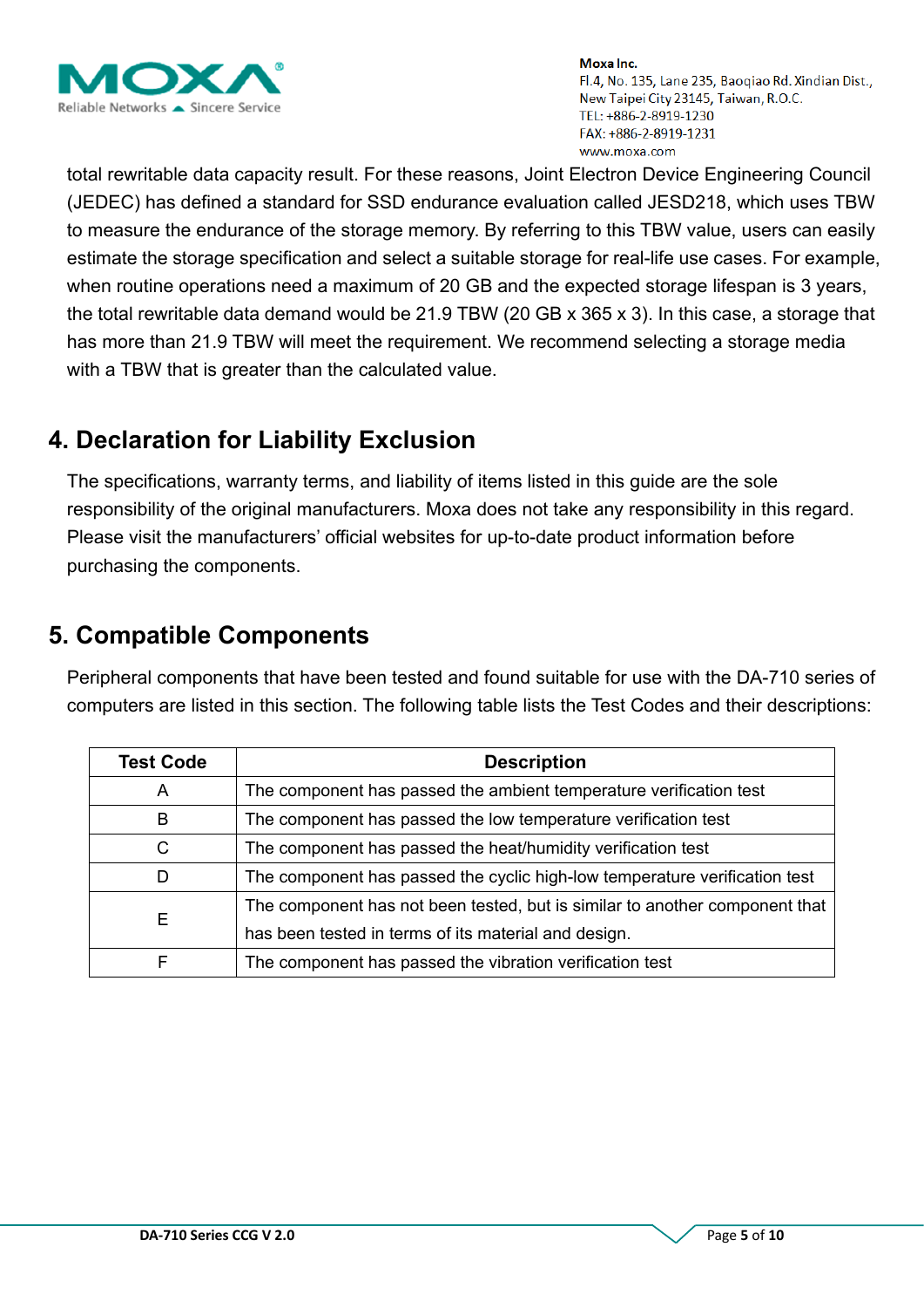total rewritable data capacity result. For these reasons, Joint Electron Device Engineering Council (JEDEC) has defined a standard for SSD endurance evaluation called JESD218, which uses TBW to measure the endurance of the storage memory. By referring to this TBW value, users can easily estimate the storage specification and select a suitable storage for real-life use cases. For example, when routine operations need a maximum of 20 GB and the expected storage lifespan is 3 years, the total rewritable data demand would be 21.9 TBW (20 GB x 365 x 3). In this case, a storage that has more than 21.9 TBW will meet the requirement. We recommend selecting a storage media with a TBW that is greater than the calculated value.

## 4. Declaration for Liability Exclusion

The specifications, warranty terms, and liability of items listed in this guide are the sole responsibility of the original manufacturers. Moxa does not take any responsibility in this regard. Please visit the manufacturers' official websites for up-to-date product information before purchasing the components.

## 5. Compatible Components

Peripheral components that have been tested and found suitable for use with the DA-710 series of computers are listed in this section. The following table lists the Test Codes and their descriptions:

| Test Code | Description |
|---|---|
| A | The component has passed the ambient temperature verification test |
| B | The component has passed the low temperature verification test |
| C | The component has passed the heat/humidity verification test |
| D | The component has passed the cyclic high-low temperature verification test |
| E | The component has not been tested, but is similar to another component that has been tested in terms of its material and design. |
| F | The component has passed the vibration verification test |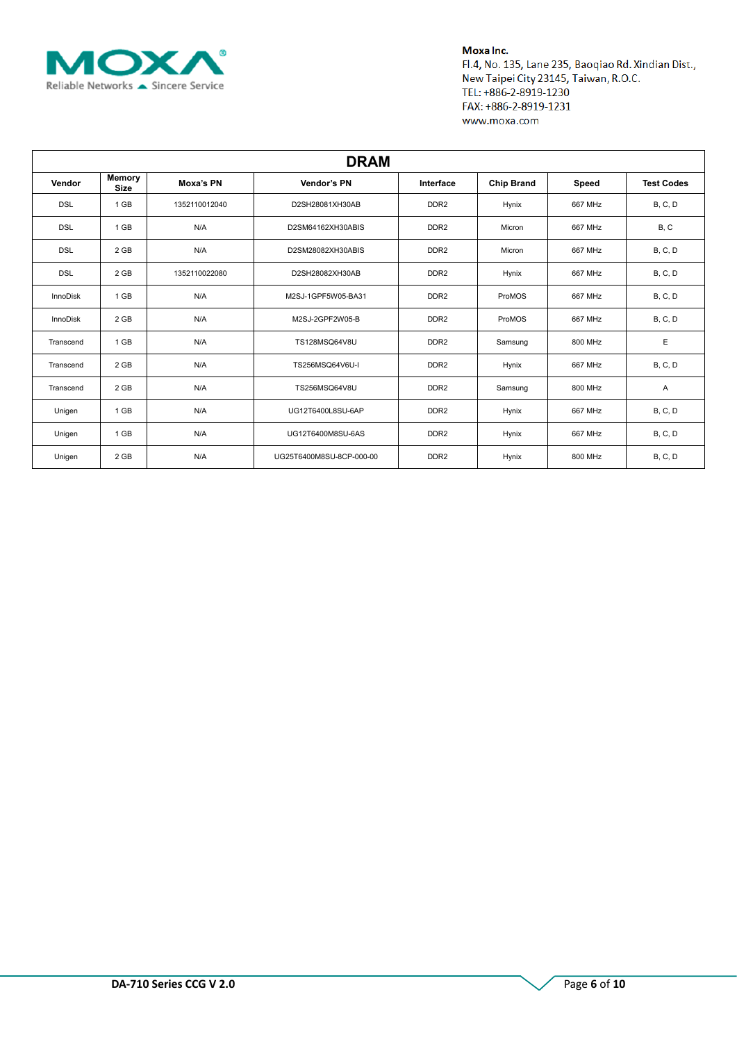Moxa Inc.
Fl.4, No. 135, Lane 235, Baoqiao Rd. Xindian Dist.,
New Taipei City 23145, Taiwan, R.O.C.
TEL: +886-2-8919-1230
FAX: +886-2-8919-1231
www.moxa.com

| DRAM | | | | | | | |
|---|---|---|---|---|---|---|---|
| **Vendor** | **Memory Size** | **Moxa's PN** | **Vendor's PN** | **Interface** | **Chip Brand** | **Speed** | **Test Codes** |
| DSL | 1 GB | 1352110012040 | D2SH28081XH30AB | DDR2 | Hynix | 667 MHz | B, C, D |
| DSL | 1 GB | N/A | D2SM64162XH30ABIS | DDR2 | Micron | 667 MHz | B, C |
| DSL | 2 GB | N/A | D2SM28082XH30ABIS | DDR2 | Micron | 667 MHz | B, C, D |
| DSL | 2 GB | 1352110022080 | D2SH28082XH30AB | DDR2 | Hynix | 667 MHz | B, C, D |
| InnoDisk | 1 GB | N/A | M2SJ-1GPF5W05-BA31 | DDR2 | ProMOS | 667 MHz | B, C, D |
| InnoDisk | 2 GB | N/A | M2SJ-2GPF2W05-B | DDR2 | ProMOS | 667 MHz | B, C, D |
| Transcend | 1 GB | N/A | TS128MSQ64V8U | DDR2 | Samsung | 800 MHz | E |
| Transcend | 2 GB | N/A | TS256MSQ64V6U-I | DDR2 | Hynix | 667 MHz | B, C, D |
| Transcend | 2 GB | N/A | TS256MSQ64V8U | DDR2 | Samsung | 800 MHz | A |
| Unigen | 1 GB | N/A | UG12T6400L8SU-6AP | DDR2 | Hynix | 667 MHz | B, C, D |
| Unigen | 1 GB | N/A | UG12T6400M8SU-6AS | DDR2 | Hynix | 667 MHz | B, C, D |
| Unigen | 2 GB | N/A | UG25T6400M8SU-8CP-000-00 | DDR2 | Hynix | 800 MHz | B, C, D |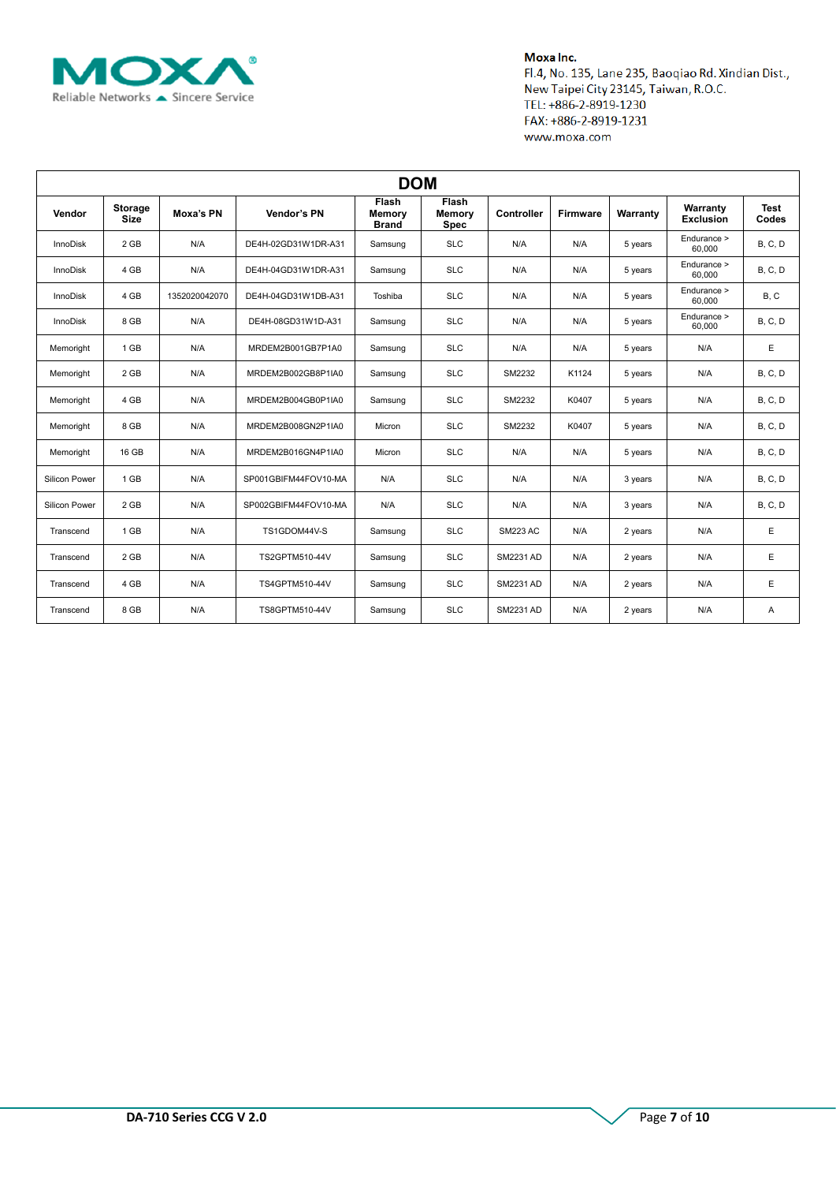Moxa Inc.
Fl.4, No. 135, Lane 235, Baoqiao Rd. Xindian Dist.,
New Taipei City 23145, Taiwan, R.O.C.
TEL: +886-2-8919-1230
FAX: +886-2-8919-1231
www.moxa.com

## DOM

| Vendor | Storage Size | Moxa's PN | Vendor's PN | Flash Memory Brand | Flash Memory Spec | Controller | Firmware | Warranty | Warranty Exclusion | Test Codes |
|---|---|---|---|---|---|---|---|---|---|---|
| InnoDisk | 2 GB | N/A | DE4H-02GD31W1DR-A31 | Samsung | SLC | N/A | N/A | 5 years | Endurance > 60,000 | B, C, D |
| InnoDisk | 4 GB | N/A | DE4H-04GD31W1DR-A31 | Samsung | SLC | N/A | N/A | 5 years | Endurance > 60,000 | B, C, D |
| InnoDisk | 4 GB | 1352020042070 | DE4H-04GD31W1DB-A31 | Toshiba | SLC | N/A | N/A | 5 years | Endurance > 60,000 | B, C |
| InnoDisk | 8 GB | N/A | DE4H-08GD31W1D-A31 | Samsung | SLC | N/A | N/A | 5 years | Endurance > 60,000 | B, C, D |
| Memoright | 1 GB | N/A | MRDEM2B001GB7P1A0 | Samsung | SLC | N/A | N/A | 5 years | N/A | E |
| Memoright | 2 GB | N/A | MRDEM2B002GB8P1IA0 | Samsung | SLC | SM2232 | K1124 | 5 years | N/A | B, C, D |
| Memoright | 4 GB | N/A | MRDEM2B004GB0P1IA0 | Samsung | SLC | SM2232 | K0407 | 5 years | N/A | B, C, D |
| Memoright | 8 GB | N/A | MRDEM2B008GN2P1IA0 | Micron | SLC | SM2232 | K0407 | 5 years | N/A | B, C, D |
| Memoright | 16 GB | N/A | MRDEM2B016GN4P1IA0 | Micron | SLC | N/A | N/A | 5 years | N/A | B, C, D |
| Silicon Power | 1 GB | N/A | SP001GBIFM44FOV10-MA | N/A | SLC | N/A | N/A | 3 years | N/A | B, C, D |
| Silicon Power | 2 GB | N/A | SP002GBIFM44FOV10-MA | N/A | SLC | N/A | N/A | 3 years | N/A | B, C, D |
| Transcend | 1 GB | N/A | TS1GDOM44V-S | Samsung | SLC | SM223 AC | N/A | 2 years | N/A | E |
| Transcend | 2 GB | N/A | TS2GPTM510-44V | Samsung | SLC | SM2231 AD | N/A | 2 years | N/A | E |
| Transcend | 4 GB | N/A | TS4GPTM510-44V | Samsung | SLC | SM2231 AD | N/A | 2 years | N/A | E |
| Transcend | 8 GB | N/A | TS8GPTM510-44V | Samsung | SLC | SM2231 AD | N/A | 2 years | N/A | A |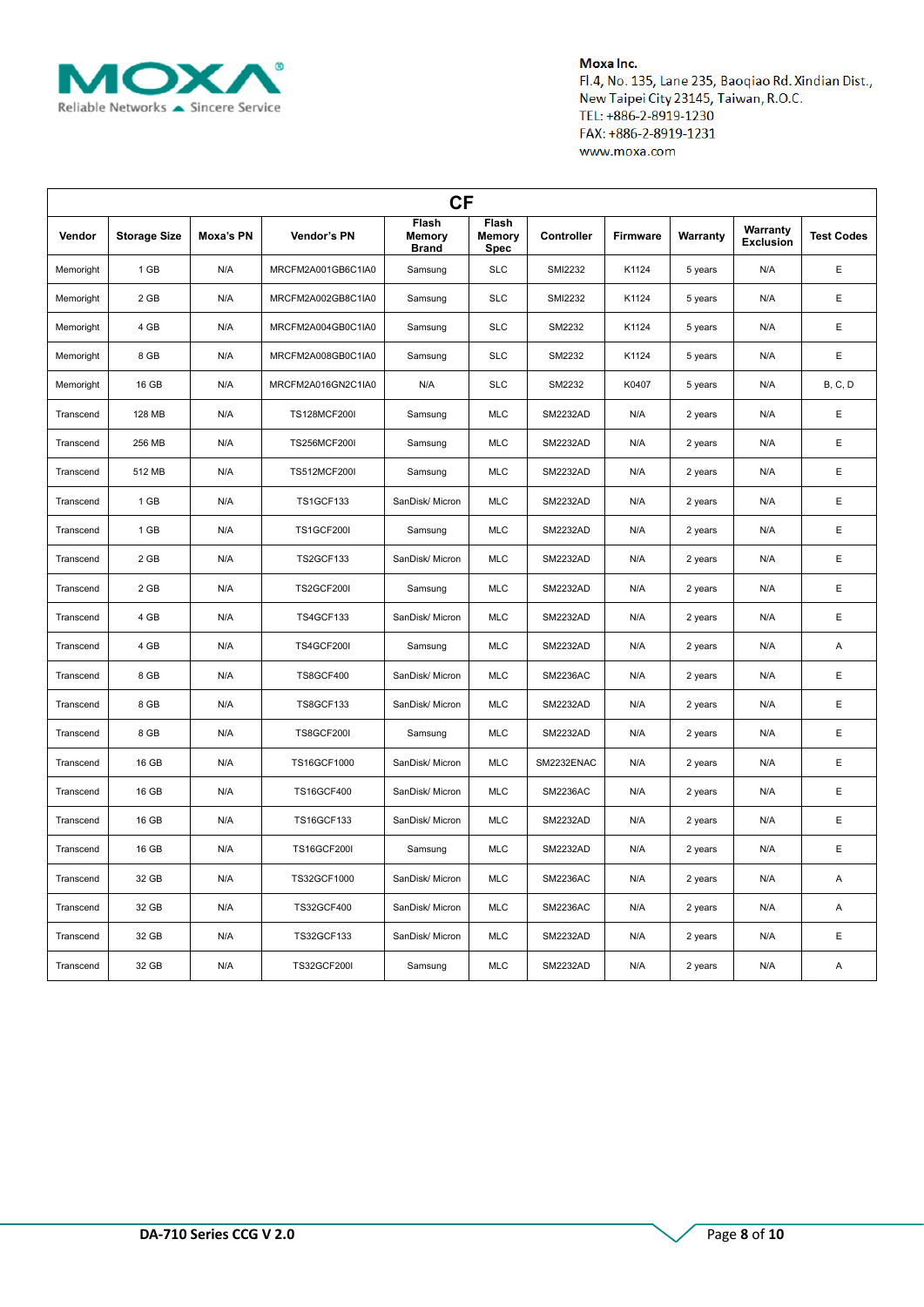Moxa Inc.
Fl.4, No. 135, Lane 235, Baoqiao Rd. Xindian Dist.,
New Taipei City 23145, Taiwan, R.O.C.
TEL: +886-2-8919-1230
FAX: +886-2-8919-1231
www.moxa.com

| CF | | | | | | | | | | |
|---|---|---|---|---|---|---|---|---|---|---|
| **Vendor** | **Storage Size** | **Moxa's PN** | **Vendor's PN** | **Flash Memory Brand** | **Flash Memory Spec** | **Controller** | **Firmware** | **Warranty** | **Warranty Exclusion** | **Test Codes** |
| Memoright | 1 GB | N/A | MRCFM2A001GB6C1IA0 | Samsung | SLC | SMI2232 | K1124 | 5 years | N/A | E |
| Memoright | 2 GB | N/A | MRCFM2A002GB8C1IA0 | Samsung | SLC | SMI2232 | K1124 | 5 years | N/A | E |
| Memoright | 4 GB | N/A | MRCFM2A004GB0C1IA0 | Samsung | SLC | SM2232 | K1124 | 5 years | N/A | E |
| Memoright | 8 GB | N/A | MRCFM2A008GB0C1IA0 | Samsung | SLC | SM2232 | K1124 | 5 years | N/A | E |
| Memoright | 16 GB | N/A | MRCFM2A016GN2C1IA0 | N/A | SLC | SM2232 | K0407 | 5 years | N/A | B, C, D |
| Transcend | 128 MB | N/A | TS128MCF200I | Samsung | MLC | SM2232AD | N/A | 2 years | N/A | E |
| Transcend | 256 MB | N/A | TS256MCF200I | Samsung | MLC | SM2232AD | N/A | 2 years | N/A | E |
| Transcend | 512 MB | N/A | TS512MCF200I | Samsung | MLC | SM2232AD | N/A | 2 years | N/A | E |
| Transcend | 1 GB | N/A | TS1GCF133 | SanDisk/ Micron | MLC | SM2232AD | N/A | 2 years | N/A | E |
| Transcend | 1 GB | N/A | TS1GCF200I | Samsung | MLC | SM2232AD | N/A | 2 years | N/A | E |
| Transcend | 2 GB | N/A | TS2GCF133 | SanDisk/ Micron | MLC | SM2232AD | N/A | 2 years | N/A | E |
| Transcend | 2 GB | N/A | TS2GCF200I | Samsung | MLC | SM2232AD | N/A | 2 years | N/A | E |
| Transcend | 4 GB | N/A | TS4GCF133 | SanDisk/ Micron | MLC | SM2232AD | N/A | 2 years | N/A | E |
| Transcend | 4 GB | N/A | TS4GCF200I | Samsung | MLC | SM2232AD | N/A | 2 years | N/A | A |
| Transcend | 8 GB | N/A | TS8GCF400 | SanDisk/ Micron | MLC | SM2236AC | N/A | 2 years | N/A | E |
| Transcend | 8 GB | N/A | TS8GCF133 | SanDisk/ Micron | MLC | SM2232AD | N/A | 2 years | N/A | E |
| Transcend | 8 GB | N/A | TS8GCF200I | Samsung | MLC | SM2232AD | N/A | 2 years | N/A | E |
| Transcend | 16 GB | N/A | TS16GCF1000 | SanDisk/ Micron | MLC | SM2232ENAC | N/A | 2 years | N/A | E |
| Transcend | 16 GB | N/A | TS16GCF400 | SanDisk/ Micron | MLC | SM2236AC | N/A | 2 years | N/A | E |
| Transcend | 16 GB | N/A | TS16GCF133 | SanDisk/ Micron | MLC | SM2232AD | N/A | 2 years | N/A | E |
| Transcend | 16 GB | N/A | TS16GCF200I | Samsung | MLC | SM2232AD | N/A | 2 years | N/A | E |
| Transcend | 32 GB | N/A | TS32GCF1000 | SanDisk/ Micron | MLC | SM2236AC | N/A | 2 years | N/A | A |
| Transcend | 32 GB | N/A | TS32GCF400 | SanDisk/ Micron | MLC | SM2236AC | N/A | 2 years | N/A | A |
| Transcend | 32 GB | N/A | TS32GCF133 | SanDisk/ Micron | MLC | SM2232AD | N/A | 2 years | N/A | E |
| Transcend | 32 GB | N/A | TS32GCF200I | Samsung | MLC | SM2232AD | N/A | 2 years | N/A | A |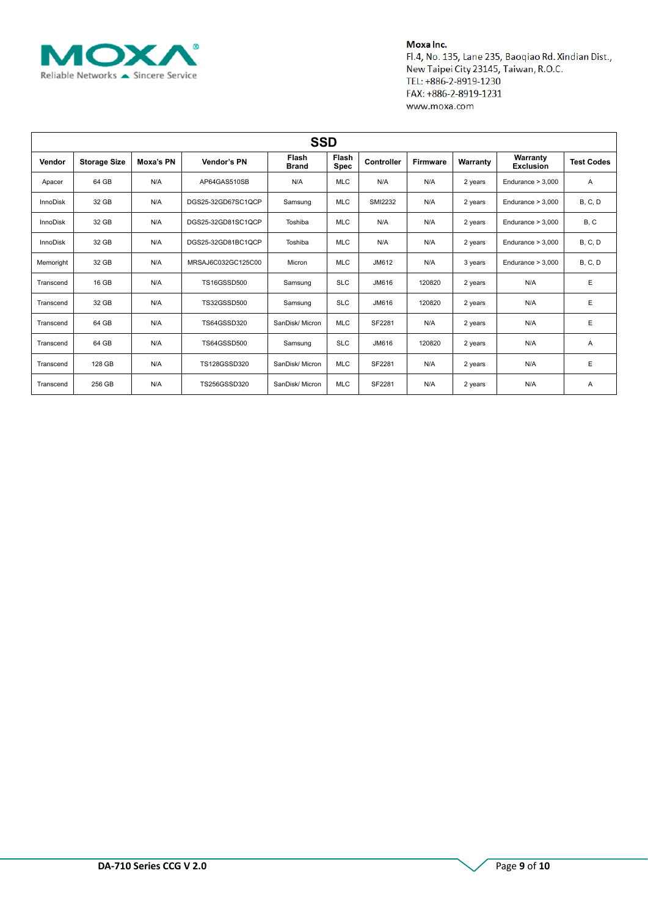## SSD

| Vendor | Storage Size | Moxa's PN | Vendor's PN | Flash Brand | Flash Spec | Controller | Firmware | Warranty | Warranty Exclusion | Test Codes |
|---|---|---|---|---|---|---|---|---|---|---|
| Apacer | 64 GB | N/A | AP64GAS510SB | N/A | MLC | N/A | N/A | 2 years | Endurance > 3,000 | A |
| InnoDisk | 32 GB | N/A | DGS25-32GD67SC1QCP | Samsung | MLC | SMI2232 | N/A | 2 years | Endurance > 3,000 | B, C, D |
| InnoDisk | 32 GB | N/A | DGS25-32GD81SC1QCP | Toshiba | MLC | N/A | N/A | 2 years | Endurance > 3,000 | B, C |
| InnoDisk | 32 GB | N/A | DGS25-32GD81BC1QCP | Toshiba | MLC | N/A | N/A | 2 years | Endurance > 3,000 | B, C, D |
| Memoright | 32 GB | N/A | MRSAJ6C032GC125C00 | Micron | MLC | JM612 | N/A | 3 years | Endurance > 3,000 | B, C, D |
| Transcend | 16 GB | N/A | TS16GSSD500 | Samsung | SLC | JM616 | 120820 | 2 years | N/A | E |
| Transcend | 32 GB | N/A | TS32GSSD500 | Samsung | SLC | JM616 | 120820 | 2 years | N/A | E |
| Transcend | 64 GB | N/A | TS64GSSD320 | SanDisk/ Micron | MLC | SF2281 | N/A | 2 years | N/A | E |
| Transcend | 64 GB | N/A | TS64GSSD500 | Samsung | SLC | JM616 | 120820 | 2 years | N/A | A |
| Transcend | 128 GB | N/A | TS128GSSD320 | SanDisk/ Micron | MLC | SF2281 | N/A | 2 years | N/A | E |
| Transcend | 256 GB | N/A | TS256GSSD320 | SanDisk/ Micron | MLC | SF2281 | N/A | 2 years | N/A | A |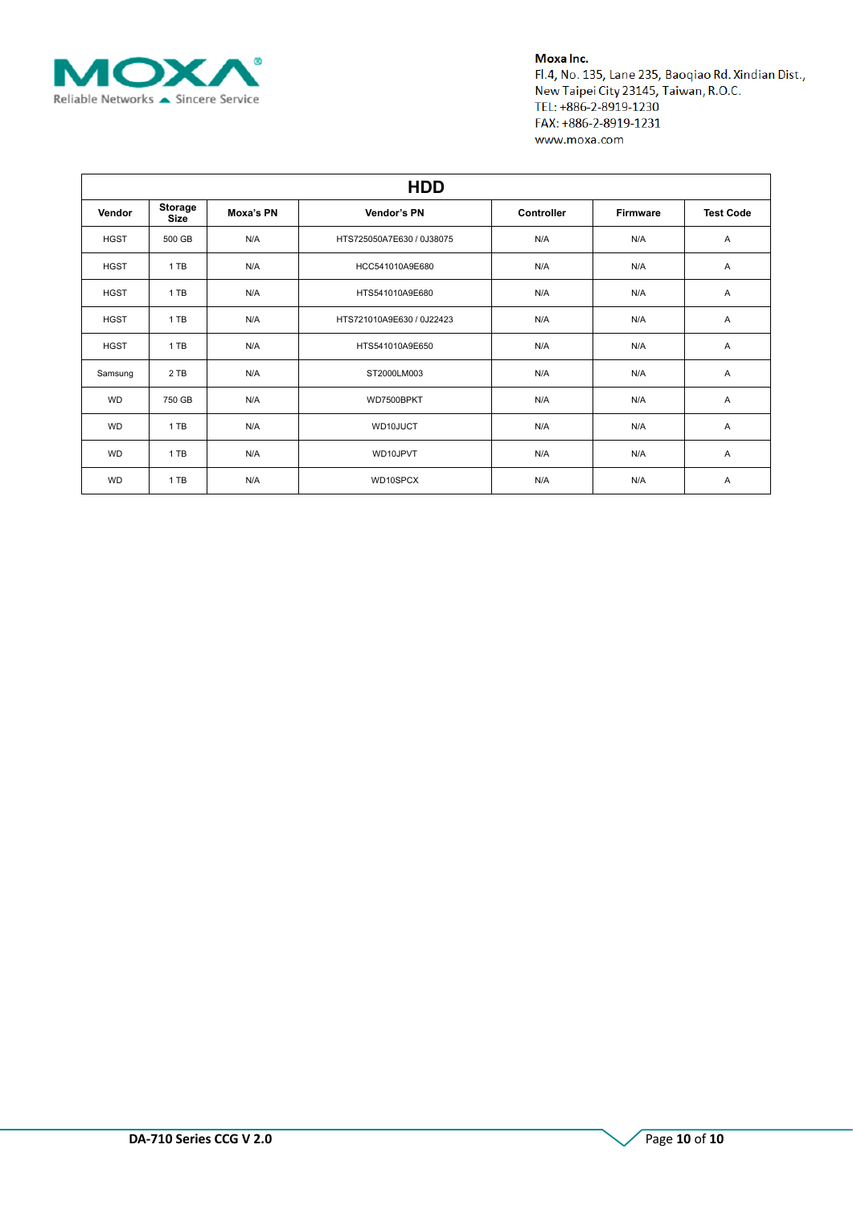Moxa Inc.
Fl.4, No. 135, Lane 235, Baoqiao Rd. Xindian Dist.,
New Taipei City 23145, Taiwan, R.O.C.
TEL: +886-2-8919-1230
FAX: +886-2-8919-1231
www.moxa.com

| HDD | | | | | | |
|---|---|---|---|---|---|---|
| **Vendor** | **Storage Size** | **Moxa's PN** | **Vendor's PN** | **Controller** | **Firmware** | **Test Code** |
| HGST | 500 GB | N/A | HTS725050A7E630 / 0J38075 | N/A | N/A | A |
| HGST | 1 TB | N/A | HCC541010A9E680 | N/A | N/A | A |
| HGST | 1 TB | N/A | HTS541010A9E680 | N/A | N/A | A |
| HGST | 1 TB | N/A | HTS721010A9E630 / 0J22423 | N/A | N/A | A |
| HGST | 1 TB | N/A | HTS541010A9E650 | N/A | N/A | A |
| Samsung | 2 TB | N/A | ST2000LM003 | N/A | N/A | A |
| WD | 750 GB | N/A | WD7500BPKT | N/A | N/A | A |
| WD | 1 TB | N/A | WD10JUCT | N/A | N/A | A |
| WD | 1 TB | N/A | WD10JPVT | N/A | N/A | A |
| WD | 1 TB | N/A | WD10SPCX | N/A | N/A | A |